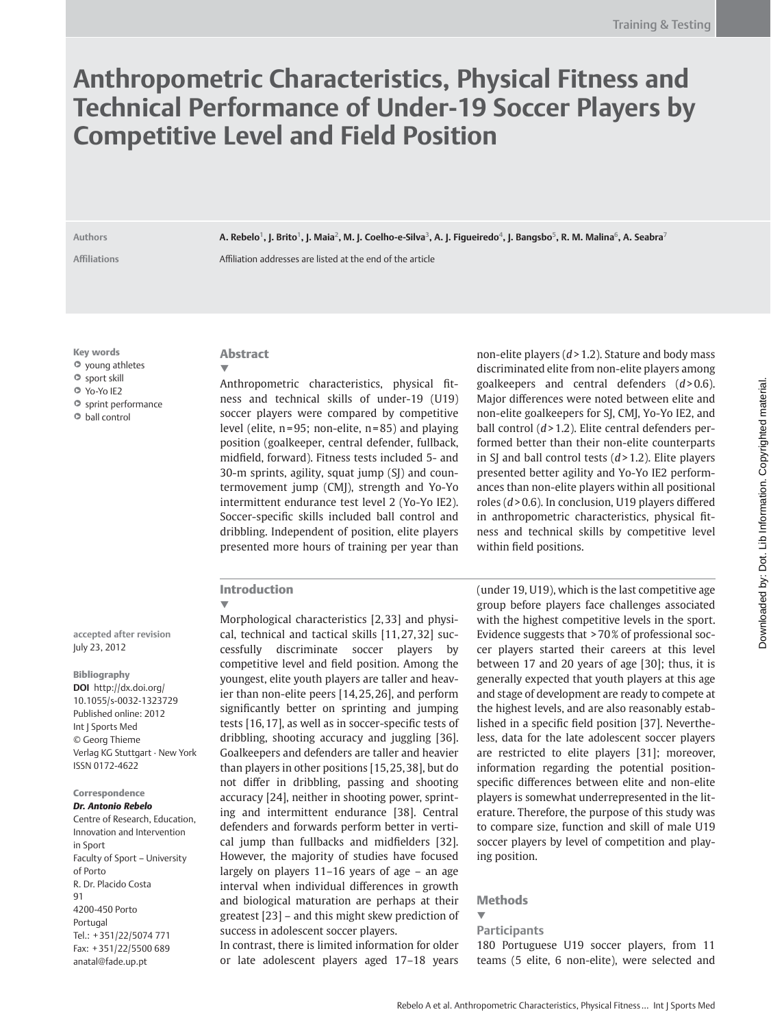# Anthropometric Characteristics, Physical Fitness and Technical Performance of Under-19 Soccer Players by Competitive Level and Field Position

**Authors** A. Rebelo[1], J. Brito[1], J. Maia[2], M. J. Coelho-e-Silva[3], A. J. Figueiredo[4], J. Bangsbo[5], R. M. Malina[6], A. Seabra[7]

**Affiliations** Affiliation addresses are listed at the end of the article

**Key words**

- young athletes
- sport skill
- Yo-Yo IE2
- sprint performance
- ball control

## Abstract

Anthropometric characteristics, physical fitness and technical skills of under-19 (U19) soccer players were compared by competitive level (elite, n = 95; non-elite, n = 85) and playing position (goalkeeper, central defender, fullback, midfield, forward). Fitness tests included 5- and 30-m sprints, agility, squat jump (SJ) and countermovement jump (CMJ), strength and Yo-Yo intermittent endurance test level 2 (Yo-Yo IE2). Soccer-specific skills included ball control and dribbling. Independent of position, elite players presented more hours of training per year than non-elite players ($d > 1.2$). Stature and body mass discriminated elite from non-elite players among goalkeepers and central defenders ($d > 0.6$). Major differences were noted between elite and non-elite goalkeepers for SJ, CMJ, Yo-Yo IE2, and ball control ($d > 1.2$). Elite central defenders performed better than their non-elite counterparts in SJ and ball control tests ($d > 1.2$). Elite players presented better agility and Yo-Yo IE2 performances than non-elite players within all positional roles ($d > 0.6$). In conclusion, U19 players differed in anthropometric characteristics, physical fitness and technical skills by competitive level within field positions.

**accepted after revision**
July 23, 2012

**Bibliography**
**DOI** http://dx.doi.org/10.1055/s-0032-1323729
Published online: 2012
Int J Sports Med
© Georg Thieme Verlag KG Stuttgart · New York
ISSN 0172-4622

**Correspondence**
***Dr. Antonio Rebelo***
Centre of Research, Education, Innovation and Intervention in Sport
Faculty of Sport – University of Porto
R. Dr. Placido Costa 91
4200-450 Porto
Portugal
Tel.: +351/22/5074 771
Fax: +351/22/5500 689
anatal@fade.up.pt

## Introduction

Morphological characteristics [2,33] and physical, technical and tactical skills [11,27,32] successfully discriminate soccer players by competitive level and field position. Among the youngest, elite youth players are taller and heavier than non-elite peers [14,25,26], and perform significantly better on sprinting and jumping tests [16,17], as well as in soccer-specific tests of dribbling, shooting accuracy and juggling [36]. Goalkeepers and defenders are taller and heavier than players in other positions [15,25,38], but do not differ in dribbling, passing and shooting accuracy [24], neither in shooting power, sprinting and intermittent endurance [38]. Central defenders and forwards perform better in vertical jump than fullbacks and midfielders [32]. However, the majority of studies have focused largely on players 11–16 years of age – an age interval when individual differences in growth and biological maturation are perhaps at their greatest [23] – and this might skew prediction of success in adolescent soccer players.

In contrast, there is limited information for older or late adolescent players aged 17–18 years (under 19, U19), which is the last competitive age group before players face challenges associated with the highest competitive levels in the sport. Evidence suggests that >70% of professional soccer players started their careers at this level between 17 and 20 years of age [30]; thus, it is generally expected that youth players at this age and stage of development are ready to compete at the highest levels, and are also reasonably established in a specific field position [37]. Nevertheless, data for the late adolescent soccer players are restricted to elite players [31]; moreover, information regarding the potential position-specific differences between elite and non-elite players is somewhat underrepresented in the literature. Therefore, the purpose of this study was to compare size, function and skill of male U19 soccer players by level of competition and playing position.

## Methods

### Participants

180 Portuguese U19 soccer players, from 11 teams (5 elite, 6 non-elite), were selected and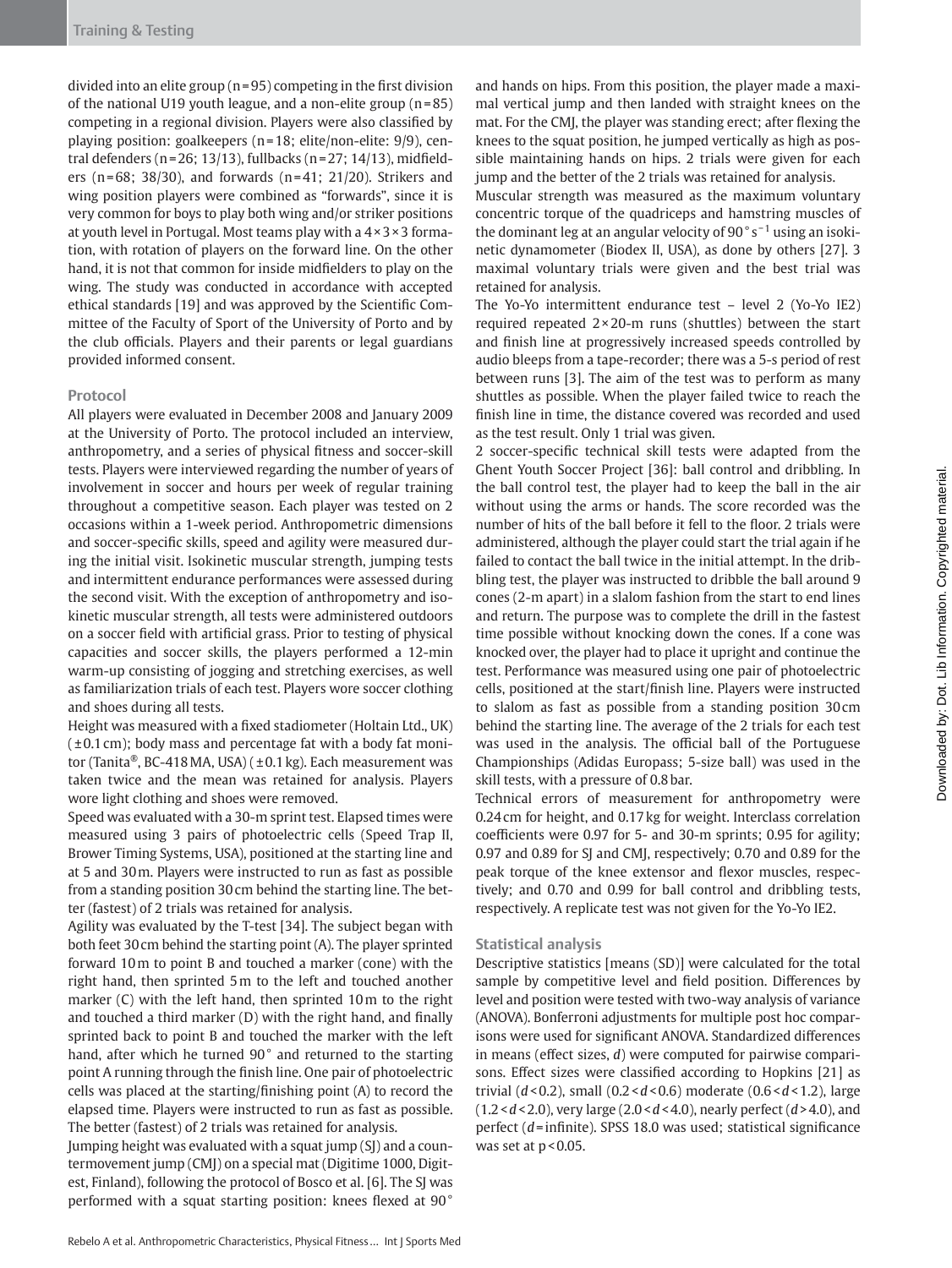divided into an elite group (n=95) competing in the first division of the national U19 youth league, and a non-elite group (n=85) competing in a regional division. Players were also classified by playing position: goalkeepers (n=18; elite/non-elite: 9/9), central defenders (n=26; 13/13), fullbacks (n=27; 14/13), midfielders (n=68; 38/30), and forwards (n=41; 21/20). Strikers and wing position players were combined as "forwards", since it is very common for boys to play both wing and/or striker positions at youth level in Portugal. Most teams play with a 4×3×3 formation, with rotation of players on the forward line. On the other hand, it is not that common for inside midfielders to play on the wing. The study was conducted in accordance with accepted ethical standards [19] and was approved by the Scientific Committee of the Faculty of Sport of the University of Porto and by the club officials. Players and their parents or legal guardians provided informed consent.

### Protocol

All players were evaluated in December 2008 and January 2009 at the University of Porto. The protocol included an interview, anthropometry, and a series of physical fitness and soccer-skill tests. Players were interviewed regarding the number of years of involvement in soccer and hours per week of regular training throughout a competitive season. Each player was tested on 2 occasions within a 1-week period. Anthropometric dimensions and soccer-specific skills, speed and agility were measured during the initial visit. Isokinetic muscular strength, jumping tests and intermittent endurance performances were assessed during the second visit. With the exception of anthropometry and isokinetic muscular strength, all tests were administered outdoors on a soccer field with artificial grass. Prior to testing of physical capacities and soccer skills, the players performed a 12-min warm-up consisting of jogging and stretching exercises, as well as familiarization trials of each test. Players wore soccer clothing and shoes during all tests.

Height was measured with a fixed stadiometer (Holtain Ltd., UK) (±0.1 cm); body mass and percentage fat with a body fat monitor (Tanita®, BC-418 MA, USA) (±0.1 kg). Each measurement was taken twice and the mean was retained for analysis. Players wore light clothing and shoes were removed.

Speed was evaluated with a 30-m sprint test. Elapsed times were measured using 3 pairs of photoelectric cells (Speed Trap II, Brower Timing Systems, USA), positioned at the starting line and at 5 and 30 m. Players were instructed to run as fast as possible from a standing position 30 cm behind the starting line. The better (fastest) of 2 trials was retained for analysis.

Agility was evaluated by the T-test [34]. The subject began with both feet 30 cm behind the starting point (A). The player sprinted forward 10 m to point B and touched a marker (cone) with the right hand, then sprinted 5 m to the left and touched another marker (C) with the left hand, then sprinted 10 m to the right and touched a third marker (D) with the right hand, and finally sprinted back to point B and touched the marker with the left hand, after which he turned 90° and returned to the starting point A running through the finish line. One pair of photoelectric cells was placed at the starting/finishing point (A) to record the elapsed time. Players were instructed to run as fast as possible. The better (fastest) of 2 trials was retained for analysis.

Jumping height was evaluated with a squat jump (SJ) and a countermovement jump (CMJ) on a special mat (Digitime 1000, Digitest, Finland), following the protocol of Bosco et al. [6]. The SJ was performed with a squat starting position: knees flexed at 90° and hands on hips. From this position, the player made a maximal vertical jump and then landed with straight knees on the mat. For the CMJ, the player was standing erect; after flexing the knees to the squat position, he jumped vertically as high as possible maintaining hands on hips. 2 trials were given for each jump and the better of the 2 trials was retained for analysis.

Muscular strength was measured as the maximum voluntary concentric torque of the quadriceps and hamstring muscles of the dominant leg at an angular velocity of $90° s^{-1}$ using an isokinetic dynamometer (Biodex II, USA), as done by others [27]. 3 maximal voluntary trials were given and the best trial was retained for analysis.

The Yo-Yo intermittent endurance test – level 2 (Yo-Yo IE2) required repeated 2×20-m runs (shuttles) between the start and finish line at progressively increased speeds controlled by audio bleeps from a tape-recorder; there was a 5-s period of rest between runs [3]. The aim of the test was to perform as many shuttles as possible. When the player failed twice to reach the finish line in time, the distance covered was recorded and used as the test result. Only 1 trial was given.

2 soccer-specific technical skill tests were adapted from the Ghent Youth Soccer Project [36]: ball control and dribbling. In the ball control test, the player had to keep the ball in the air without using the arms or hands. The score recorded was the number of hits of the ball before it fell to the floor. 2 trials were administered, although the player could start the trial again if he failed to contact the ball twice in the initial attempt. In the dribbling test, the player was instructed to dribble the ball around 9 cones (2-m apart) in a slalom fashion from the start to end lines and return. The purpose was to complete the drill in the fastest time possible without knocking down the cones. If a cone was knocked over, the player had to place it upright and continue the test. Performance was measured using one pair of photoelectric cells, positioned at the start/finish line. Players were instructed to slalom as fast as possible from a standing position 30 cm behind the starting line. The average of the 2 trials for each test was used in the analysis. The official ball of the Portuguese Championships (Adidas Europass; 5-size ball) was used in the skill tests, with a pressure of 0.8 bar.

Technical errors of measurement for anthropometry were 0.24 cm for height, and 0.17 kg for weight. Interclass correlation coefficients were 0.97 for 5- and 30-m sprints; 0.95 for agility; 0.97 and 0.89 for SJ and CMJ, respectively; 0.70 and 0.89 for the peak torque of the knee extensor and flexor muscles, respectively; and 0.70 and 0.99 for ball control and dribbling tests, respectively. A replicate test was not given for the Yo-Yo IE2.

### Statistical analysis

Descriptive statistics [means (SD)] were calculated for the total sample by competitive level and field position. Differences by level and position were tested with two-way analysis of variance (ANOVA). Bonferroni adjustments for multiple post hoc comparisons were used for significant ANOVA. Standardized differences in means (effect sizes, $d$) were computed for pairwise comparisons. Effect sizes were classified according to Hopkins [21] as trivial ($d<0.2$), small ($0.2<d<0.6$) moderate ($0.6<d<1.2$), large ($1.2<d<2.0$), very large ($2.0<d<4.0$), nearly perfect ($d>4.0$), and perfect ($d$=infinite). SPSS 18.0 was used; statistical significance was set at $p<0.05$.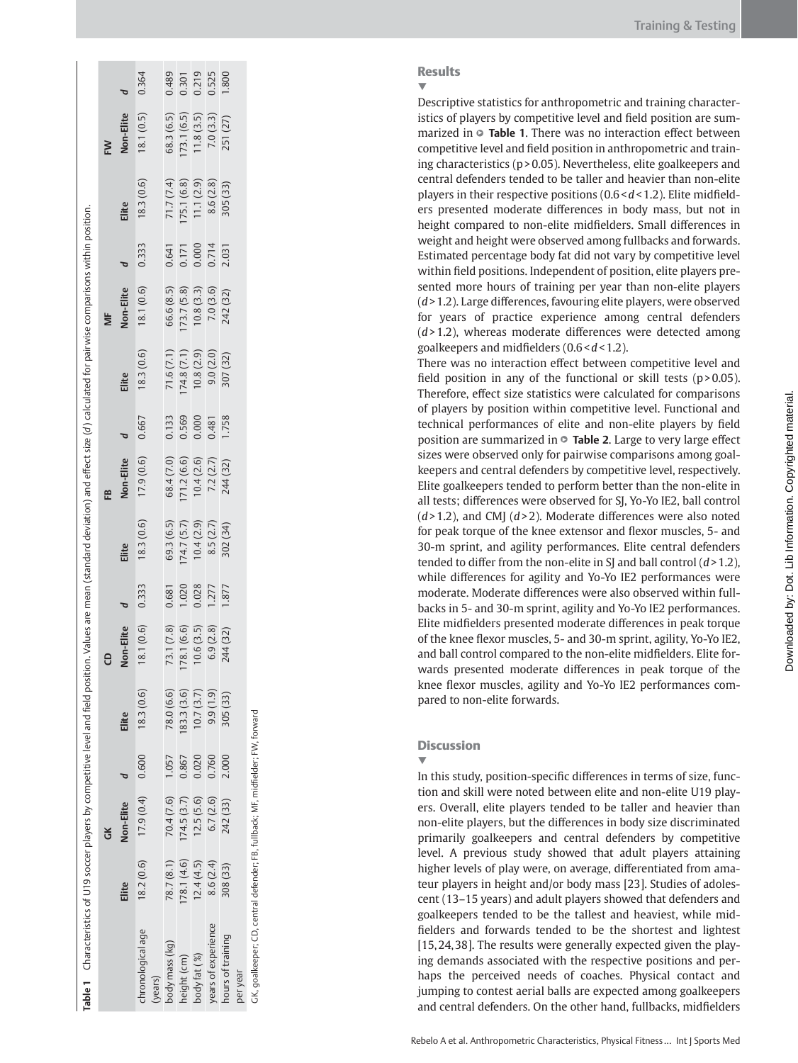**Table 1** Characteristics of U19 soccer players by competitive level and field position. Values are mean (standard deviation) and effect size (*d*) calculated for pairwise comparisons within position.

| | GK | | | CD | | | FB | | | MF | | | FW | | |
|---|---|---|---|---|---|---|---|---|---|---|---|---|---|---|---|
| | Elite | Non-Elite | *d* | Elite | Non-Elite | *d* | Elite | Non-Elite | *d* | Elite | Non-Elite | *d* | Elite | Non-Elite | *d* |
| chronological age (years) | 18.2 (0.6) | 17.9 (0.4) | 0.600 | 18.3 (0.6) | 18.1 (0.6) | 0.333 | 18.3 (0.6) | 17.9 (0.6) | 0.667 | 18.3 (0.6) | 18.1 (0.6) | 0.333 | 18.3 (0.6) | 18.1 (0.5) | 0.364 |
| body mass (kg) | 78.7 (8.1) | 70.4 (7.6) | 1.057 | 78.0 (6.6) | 73.1 (7.8) | 0.681 | 69.3 (6.5) | 68.4 (7.0) | 0.133 | 71.6 (7.1) | 66.6 (8.5) | 0.641 | 71.7 (7.4) | 68.3 (6.5) | 0.489 |
| height (cm) | 178.1 (4.6) | 174.5 (3.7) | 0.867 | 183.3 (3.6) | 178.1 (6.6) | 1.020 | 174.7 (5.7) | 171.2 (6.6) | 0.569 | 174.8 (7.1) | 173.7 (5.8) | 0.171 | 175.1 (6.8) | 173.1 (6.5) | 0.301 |
| body fat (%) | 12.4 (4.5) | 12.5 (5.6) | 0.020 | 10.7 (3.7) | 10.6 (3.5) | 0.028 | 10.4 (2.9) | 10.4 (2.6) | 0.000 | 10.8 (2.9) | 10.8 (3.3) | 0.000 | 11.1 (2.9) | 11.8 (3.5) | 0.219 |
| years of experience | 8.6 (2.4) | 6.7 (2.6) | 0.760 | 9.9 (1.9) | 6.9 (2.8) | 1.277 | 8.5 (2.7) | 7.2 (2.7) | 0.481 | 9.0 (2.0) | 7.0 (3.6) | 0.714 | 8.6 (2.8) | 7.0 (3.3) | 0.525 |
| hours of training per year | 308 (33) | 242 (33) | 2.000 | 305 (33) | 244 (32) | 1.877 | 302 (34) | 244 (32) | 1.758 | 307 (32) | 242 (32) | 2.031 | 305 (33) | 251 (27) | 1.800 |

GK, goalkeeper; CD, central defender; FB, fullback; MF, midfielder; FW, forward

## Results

Descriptive statistics for anthropometric and training characteristics of players by competitive level and field position are summarized in **Table 1**. There was no interaction effect between competitive level and field position in anthropometric and training characteristics ($p > 0.05$). Nevertheless, elite goalkeepers and central defenders tended to be taller and heavier than non-elite players in their respective positions ($0.6 < d < 1.2$). Elite midfielders presented moderate differences in body mass, but not in height compared to non-elite midfielders. Small differences in weight and height were observed among fullbacks and forwards. Estimated percentage body fat did not vary by competitive level within field positions. Independent of position, elite players presented more hours of training per year than non-elite players ($d > 1.2$). Large differences, favouring elite players, were observed for years of practice experience among central defenders ($d > 1.2$), whereas moderate differences were detected among goalkeepers and midfielders ($0.6 < d < 1.2$).

There was no interaction effect between competitive level and field position in any of the functional or skill tests ($p > 0.05$). Therefore, effect size statistics were calculated for comparisons of players by position within competitive level. Functional and technical performances of elite and non-elite players by field position are summarized in **Table 2**. Large to very large effect sizes were observed only for pairwise comparisons among goalkeepers and central defenders by competitive level, respectively. Elite goalkeepers tended to perform better than the non-elite in all tests; differences were observed for SJ, Yo-Yo IE2, ball control ($d > 1.2$), and CMJ ($d > 2$). Moderate differences were also noted for peak torque of the knee extensor and flexor muscles, 5- and 30-m sprint, and agility performances. Elite central defenders tended to differ from the non-elite in SJ and ball control ($d > 1.2$), while differences for agility and Yo-Yo IE2 performances were moderate. Moderate differences were also observed within fullbacks in 5- and 30-m sprint, agility and Yo-Yo IE2 performances. Elite midfielders presented moderate differences in peak torque of the knee flexor muscles, 5- and 30-m sprint, agility, Yo-Yo IE2, and ball control compared to the non-elite midfielders. Elite forwards presented moderate differences in peak torque of the knee flexor muscles, agility and Yo-Yo IE2 performances compared to non-elite forwards.

## Discussion

In this study, position-specific differences in terms of size, function and skill were noted between elite and non-elite U19 players. Overall, elite players tended to be taller and heavier than non-elite players, but the differences in body size discriminated primarily goalkeepers and central defenders by competitive level. A previous study showed that adult players attaining higher levels of play were, on average, differentiated from amateur players in height and/or body mass [23]. Studies of adolescent (13–15 years) and adult players showed that defenders and goalkeepers tended to be the tallest and heaviest, while midfielders and forwards tended to be the shortest and lightest [15, 24, 38]. The results were generally expected given the playing demands associated with the respective positions and perhaps the perceived needs of coaches. Physical contact and jumping to contest aerial balls are expected among goalkeepers and central defenders. On the other hand, fullbacks, midfielders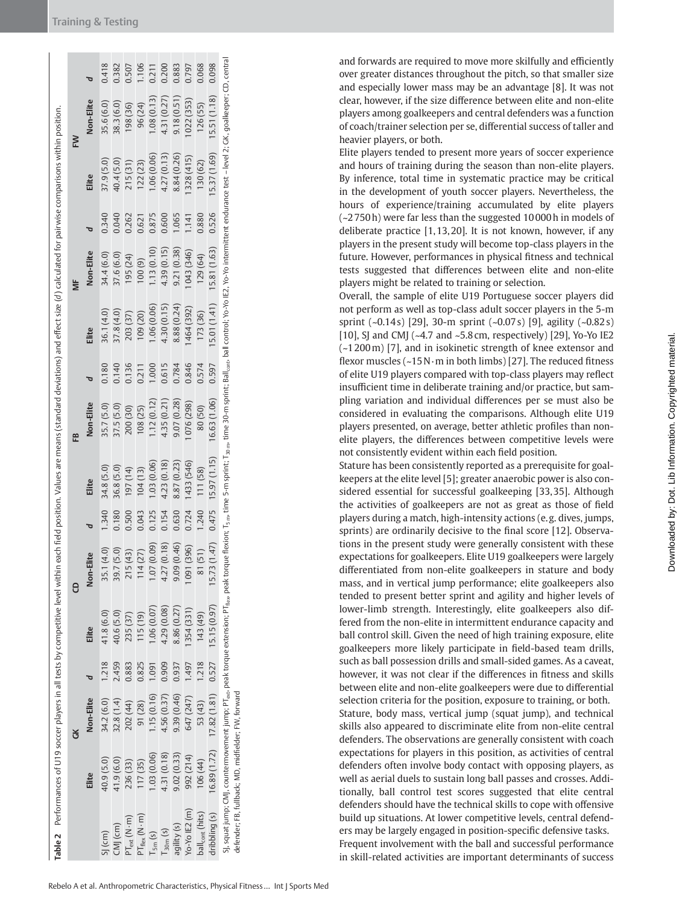**Table 2** Performances of U19 soccer players in all tests by competitive level within each field position. Values are means (standard deviations) and effect size (d) calculated for pairwise comparisons within position.

| | GK | | | CD | | | FB | | | MF | | | FW | | |
|---|---|---|---|---|---|---|---|---|---|---|---|---|---|---|---|
| | Elite | Non-Elite | d | Elite | Non-Elite | d | Elite | Non-Elite | d | Elite | Non-Elite | d | Elite | Non-Elite | d |
| SJ (cm) | 40.9 (5.0) | 34.2 (6.0) | 1.218 | 41.8 (6.0) | 35.1 (4.0) | 1.340 | 34.8 (5.0) | 35.7 (5.0) | 0.180 | 36.1 (4.0) | 34.4 (6.0) | 0.340 | 37.9 (5.0) | 35.6 (6.0) | 0.418 |
| CMJ (cm) | 41.9 (6.0) | 32.8 (1.4) | 2.459 | 40.6 (5.0) | 39.7 (5.0) | 0.180 | 36.8 (5.0) | 37.5 (5.0) | 0.140 | 37.8 (4.0) | 37.6 (6.0) | 0.040 | 40.4 (5.0) | 38.3 (6.0) | 0.382 |
| $PT_{ext}$ (N·m) | 236 (33) | 202 (44) | 0.883 | 235 (37) | 215 (43) | 0.500 | 197 (14) | 200 (30) | 0.136 | 203 (37) | 195 (24) | 0.262 | 215 (31) | 198 (36) | 0.507 |
| $PT_{flex}$ (N·m) | 117 (35) | 91 (28) | 0.825 | 115 (19) | 114 (27) | 0.043 | 104 (13) | 108 (25) | 0.211 | 109 (20) | 100 (9) | 0.621 | 122 (23) | 96 (24) | 1.106 |
| $T_{5m}$ (s) | 1.03 (0.06) | 1.15 (0.16) | 1.091 | 1.06 (0.07) | 1.07 (0.09) | 0.125 | 1.03 (0.06) | 1.12 (0.12) | 1.000 | 1.06 (0.06) | 1.13 (0.10) | 0.875 | 1.06 (0.06) | 1.08 (0.13) | 0.211 |
| $T_{30m}$ (s) | 4.31 (0.18) | 4.56 (0.37) | 0.909 | 4.29 (0.08) | 4.27 (0.18) | 0.154 | 4.23 (0.18) | 4.35 (0.21) | 0.615 | 4.30 (0.15) | 4.39 (0.15) | 0.600 | 4.27 (0.13) | 4.31 (0.27) | 0.200 |
| agility (s) | 9.02 (0.33) | 9.39 (0.46) | 0.937 | 8.86 (0.27) | 9.09 (0.46) | 0.630 | 8.87 (0.23) | 9.07 (0.28) | 0.784 | 8.88 (0.24) | 9.21 (0.38) | 1.065 | 8.84 (0.26) | 9.18 (0.51) | 0.883 |
| Yo-Yo IE2 (m) | 992 (214) | 647 (247) | 1.497 | 1354 (331) | 1091 (396) | 0.724 | 1433 (546) | 1076 (298) | 0.846 | 1464 (392) | 1043 (346) | 1.141 | 1328 (415) | 1022 (353) | 0.797 |
| $ball_{cont}$ (hits) | 106 (44) | 53 (43) | 1.218 | 143 (49) | 81 (51) | 1.240 | 111 (58) | 80 (50) | 0.574 | 173 (36) | 129 (64) | 0.880 | 130 (62) | 126 (55) | 0.068 |
| dribbling (s) | 16.89 (1.72) | 17.82 (1.81) | 0.527 | 15.15 (0.97) | 15.73 (1.47) | 0.475 | 15.97 (1.15) | 16.63 (1.06) | 0.597 | 15.01 (1.41) | 15.81 (1.63) | 0.526 | 15.37 (1.69) | 15.51 (1.18) | 0.098 |

SJ, squat jump; CMJ, countermovement jump; $PT_{ext}$, peak torque extension; $PT_{flex}$, peak torque flexion; $T_{5m}$, time 5-m sprint; $T_{30m}$, time 30-m sprint; $Ball_{cont}$, ball control; Yo-Yo IE2, Yo-Yo intermittent endurance test – level 2; GK, goalkeeper; CD, central defender; FB, fullback; MD, midfielder; FW, forward

and forwards are required to move more skilfully and efficiently over greater distances throughout the pitch, so that smaller size and especially lower mass may be an advantage [8]. It was not clear, however, if the size difference between elite and non-elite players among goalkeepers and central defenders was a function of coach/trainer selection per se, differential success of taller and heavier players, or both.

Elite players tended to present more years of soccer experience and hours of training during the season than non-elite players. By inference, total time in systematic practice may be critical in the development of youth soccer players. Nevertheless, the hours of experience/training accumulated by elite players (~2750 h) were far less than the suggested 10000 h in models of deliberate practice [1,13,20]. It is not known, however, if any players in the present study will become top-class players in the future. However, performances in physical fitness and technical tests suggested that differences between elite and non-elite players might be related to training or selection.

Overall, the sample of elite U19 Portuguese soccer players did not perform as well as top-class adult soccer players in the 5-m sprint (~0.14 s) [29], 30-m sprint (~0.07 s) [9], agility (~0.82 s) [10], SJ and CMJ (~4.7 and ~5.8 cm, respectively) [29], Yo-Yo IE2 (~1200 m) [7], and in isokinetic strength of knee extensor and flexor muscles (~15 N·m in both limbs) [27]. The reduced fitness of elite U19 players compared with top-class players may reflect insufficient time in deliberate training and/or practice, but sampling variation and individual differences per se must also be considered in evaluating the comparisons. Although elite U19 players presented, on average, better athletic profiles than non-elite players, the differences between competitive levels were not consistently evident within each field position.

Stature has been consistently reported as a prerequisite for goalkeepers at the elite level [5]; greater anaerobic power is also considered essential for successful goalkeeping [33,35]. Although the activities of goalkeepers are not as great as those of field players during a match, high-intensity actions (e.g. dives, jumps, sprints) are ordinarily decisive to the final score [12]. Observations in the present study were generally consistent with these expectations for goalkeepers. Elite U19 goalkeepers were largely differentiated from non-elite goalkeepers in stature and body mass, and in vertical jump performance; elite goalkeepers also tended to present better sprint and agility and higher levels of lower-limb strength. Interestingly, elite goalkeepers also differed from the non-elite in intermittent endurance capacity and ball control skill. Given the need of high training exposure, elite goalkeepers more likely participate in field-based team drills, such as ball possession drills and small-sided games. As a caveat, however, it was not clear if the differences in fitness and skills between elite and non-elite goalkeepers were due to differential selection criteria for the position, exposure to training, or both.

Stature, body mass, vertical jump (squat jump), and technical skills also appeared to discriminate elite from non-elite central defenders. The observations are generally consistent with coach expectations for players in this position, as activities of central defenders often involve body contact with opposing players, as well as aerial duels to sustain long ball passes and crosses. Additionally, ball control test scores suggested that elite central defenders should have the technical skills to cope with offensive build up situations. At lower competitive levels, central defenders may be largely engaged in position-specific defensive tasks.

Frequent involvement with the ball and successful performance in skill-related activities are important determinants of success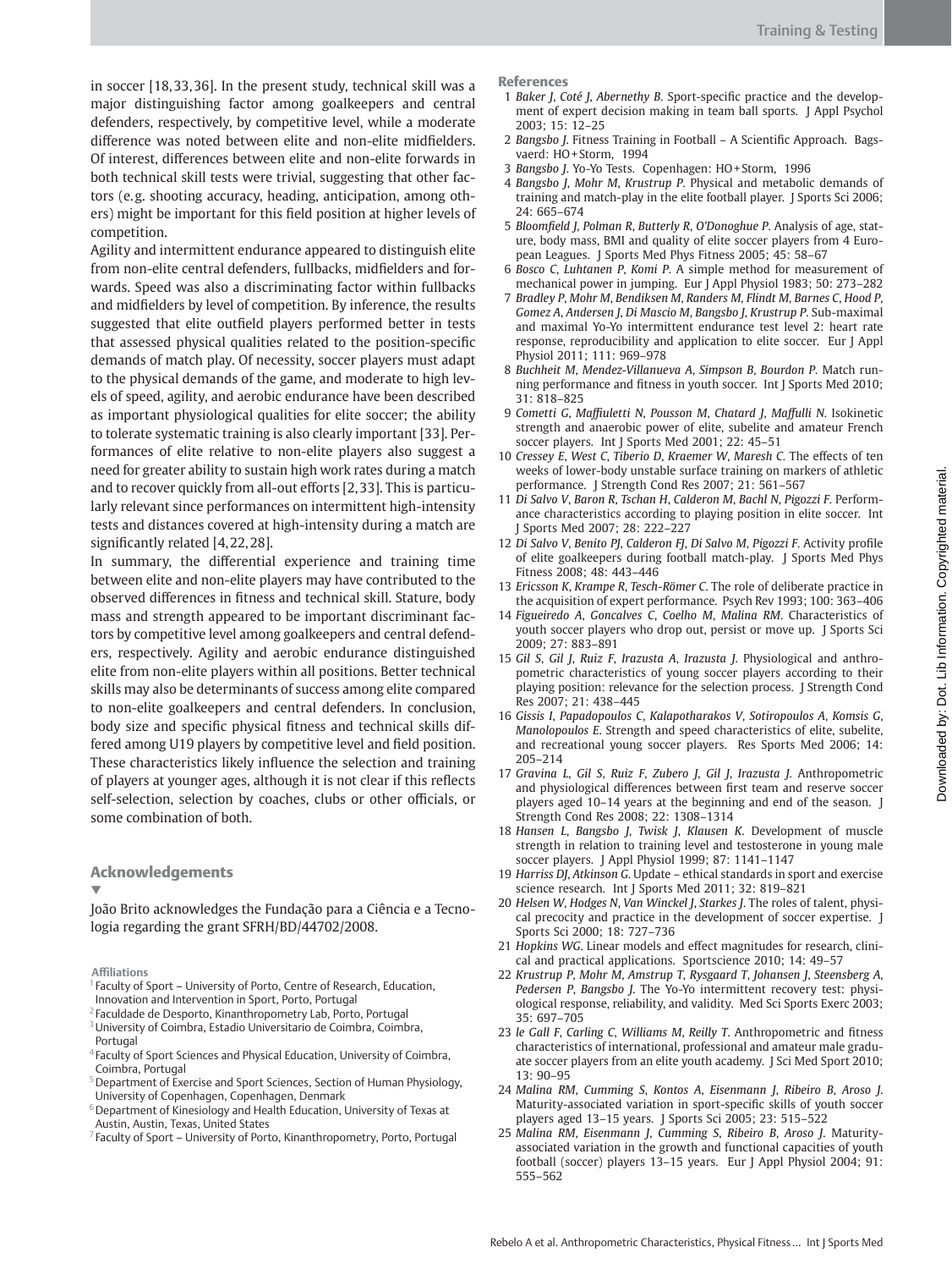in soccer [18, 33, 36]. In the present study, technical skill was a major distinguishing factor among goalkeepers and central defenders, respectively, by competitive level, while a moderate difference was noted between elite and non-elite midfielders. Of interest, differences between elite and non-elite forwards in both technical skill tests were trivial, suggesting that other factors (e.g. shooting accuracy, heading, anticipation, among others) might be important for this field position at higher levels of competition.

Agility and intermittent endurance appeared to distinguish elite from non-elite central defenders, fullbacks, midfielders and forwards. Speed was also a discriminating factor within fullbacks and midfielders by level of competition. By inference, the results suggested that elite outfield players performed better in tests that assessed physical qualities related to the position-specific demands of match play. Of necessity, soccer players must adapt to the physical demands of the game, and moderate to high levels of speed, agility, and aerobic endurance have been described as important physiological qualities for elite soccer; the ability to tolerate systematic training is also clearly important [33]. Performances of elite relative to non-elite players also suggest a need for greater ability to sustain high work rates during a match and to recover quickly from all-out efforts [2, 33]. This is particularly relevant since performances on intermittent high-intensity tests and distances covered at high-intensity during a match are significantly related [4, 22, 28].

In summary, the differential experience and training time between elite and non-elite players may have contributed to the observed differences in fitness and technical skill. Stature, body mass and strength appeared to be important discriminant factors by competitive level among goalkeepers and central defenders, respectively. Agility and aerobic endurance distinguished elite from non-elite players within all positions. Better technical skills may also be determinants of success among elite compared to non-elite goalkeepers and central defenders. In conclusion, body size and specific physical fitness and technical skills differed among U19 players by competitive level and field position. These characteristics likely influence the selection and training of players at younger ages, although it is not clear if this reflects self-selection, selection by coaches, clubs or other officials, or some combination of both.

## Acknowledgements

João Brito acknowledges the Fundação para a Ciência e a Tecnologia regarding the grant SFRH/BD/44702/2008.

**Affiliations**

[1] Faculty of Sport – University of Porto, Centre of Research, Education, Innovation and Intervention in Sport, Porto, Portugal
[2] Faculdade de Desporto, Kinanthropometry Lab, Porto, Portugal
[3] University of Coimbra, Estadio Universitario de Coimbra, Coimbra, Portugal
[4] Faculty of Sport Sciences and Physical Education, University of Coimbra, Coimbra, Portugal
[5] Department of Exercise and Sport Sciences, Section of Human Physiology, University of Copenhagen, Copenhagen, Denmark
[6] Department of Kinesiology and Health Education, University of Texas at Austin, Austin, Texas, United States
[7] Faculty of Sport – University of Porto, Kinanthropometry, Porto, Portugal

## References

1. *Baker J, Coté J, Abernethy B.* Sport-specific practice and the development of expert decision making in team ball sports. J Appl Psychol 2003; 15: 12–25
2. *Bangsbo J.* Fitness Training in Football – A Scientific Approach. Bagsvaerd: HO+Storm, 1994
3. *Bangsbo J.* Yo-Yo Tests. Copenhagen: HO+Storm, 1996
4. *Bangsbo J, Mohr M, Krustrup P.* Physical and metabolic demands of training and match-play in the elite football player. J Sports Sci 2006; 24: 665–674
5. *Bloomfield J, Polman R, Butterly R, O'Donoghue P.* Analysis of age, stature, body mass, BMI and quality of elite soccer players from 4 European Leagues. J Sports Med Phys Fitness 2005; 45: 58–67
6. *Bosco C, Luhtanen P, Komi P.* A simple method for measurement of mechanical power in jumping. Eur J Appl Physiol 1983; 50: 273–282
7. *Bradley P, Mohr M, Bendiksen M, Randers M, Flindt M, Barnes C, Hood P, Gomez A, Andersen J, Di Mascio M, Bangsbo J, Krustrup P.* Sub-maximal and maximal Yo-Yo intermittent endurance test level 2: heart rate response, reproducibility and application to elite soccer. Eur J Appl Physiol 2011; 111: 969–978
8. *Buchheit M, Mendez-Villanueva A, Simpson B, Bourdon P.* Match running performance and fitness in youth soccer. Int J Sports Med 2010; 31: 818–825
9. *Cometti G, Maffiuletti N, Pousson M, Chatard J, Maffulli N.* Isokinetic strength and anaerobic power of elite, subelite and amateur French soccer players. Int J Sports Med 2001; 22: 45–51
10. *Cressey E, West C, Tiberio D, Kraemer W, Maresh C.* The effects of ten weeks of lower-body unstable surface training on markers of athletic performance. J Strength Cond Res 2007; 21: 561–567
11. *Di Salvo V, Baron R, Tschan H, Calderon M, Bachl N, Pigozzi F.* Performance characteristics according to playing position in elite soccer. Int J Sports Med 2007; 28: 222–227
12. *Di Salvo V, Benito PJ, Calderon FJ, Di Salvo M, Pigozzi F.* Activity profile of elite goalkeepers during football match-play. J Sports Med Phys Fitness 2008; 48: 443–446
13. *Ericsson K, Krampe R, Tesch-Römer C.* The role of deliberate practice in the acquisition of expert performance. Psych Rev 1993; 100: 363–406
14. *Figueiredo A, Goncalves C, Coelho M, Malina RM.* Characteristics of youth soccer players who drop out, persist or move up. J Sports Sci 2009; 27: 883–891
15. *Gil S, Gil J, Ruiz F, Irazusta A, Irazusta J.* Physiological and anthropometric characteristics of young soccer players according to their playing position: relevance for the selection process. J Strength Cond Res 2007; 21: 438–445
16. *Gissis I, Papadopoulos C, Kalapotharakos V, Sotiropoulos A, Komsis G, Manolopoulos E.* Strength and speed characteristics of elite, subelite, and recreational young soccer players. Res Sports Med 2006; 14: 205–214
17. *Gravina L, Gil S, Ruiz F, Zubero J, Gil J, Irazusta J.* Anthropometric and physiological differences between first team and reserve soccer players aged 10–14 years at the beginning and end of the season. J Strength Cond Res 2008; 22: 1308–1314
18. *Hansen L, Bangsbo J, Twisk J, Klausen K.* Development of muscle strength in relation to training level and testosterone in young male soccer players. J Appl Physiol 1999; 87: 1141–1147
19. *Harriss DJ, Atkinson G.* Update – ethical standards in sport and exercise science research. Int J Sports Med 2011; 32: 819–821
20. *Helsen W, Hodges N, Van Winckel J, Starkes J.* The roles of talent, physical precocity and practice in the development of soccer expertise. J Sports Sci 2000; 18: 727–736
21. *Hopkins WG.* Linear models and effect magnitudes for research, clinical and practical applications. Sportscience 2010; 14: 49–57
22. *Krustrup P, Mohr M, Amstrup T, Rysgaard T, Johansen J, Steensberg A, Pedersen P, Bangsbo J.* The Yo-Yo intermittent recovery test: physiological response, reliability, and validity. Med Sci Sports Exerc 2003; 35: 697–705
23. *le Gall F, Carling C, Williams M, Reilly T.* Anthropometric and fitness characteristics of international, professional and amateur male graduate soccer players from an elite youth academy. J Sci Med Sport 2010; 13: 90–95
24. *Malina RM, Cumming S, Kontos A, Eisenmann J, Ribeiro B, Aroso J.* Maturity-associated variation in sport-specific skills of youth soccer players aged 13–15 years. J Sports Sci 2005; 23: 515–522
25. *Malina RM, Eisenmann J, Cumming S, Ribeiro B, Aroso J.* Maturity-associated variation in the growth and functional capacities of youth football (soccer) players 13–15 years. Eur J Appl Physiol 2004; 91: 555–562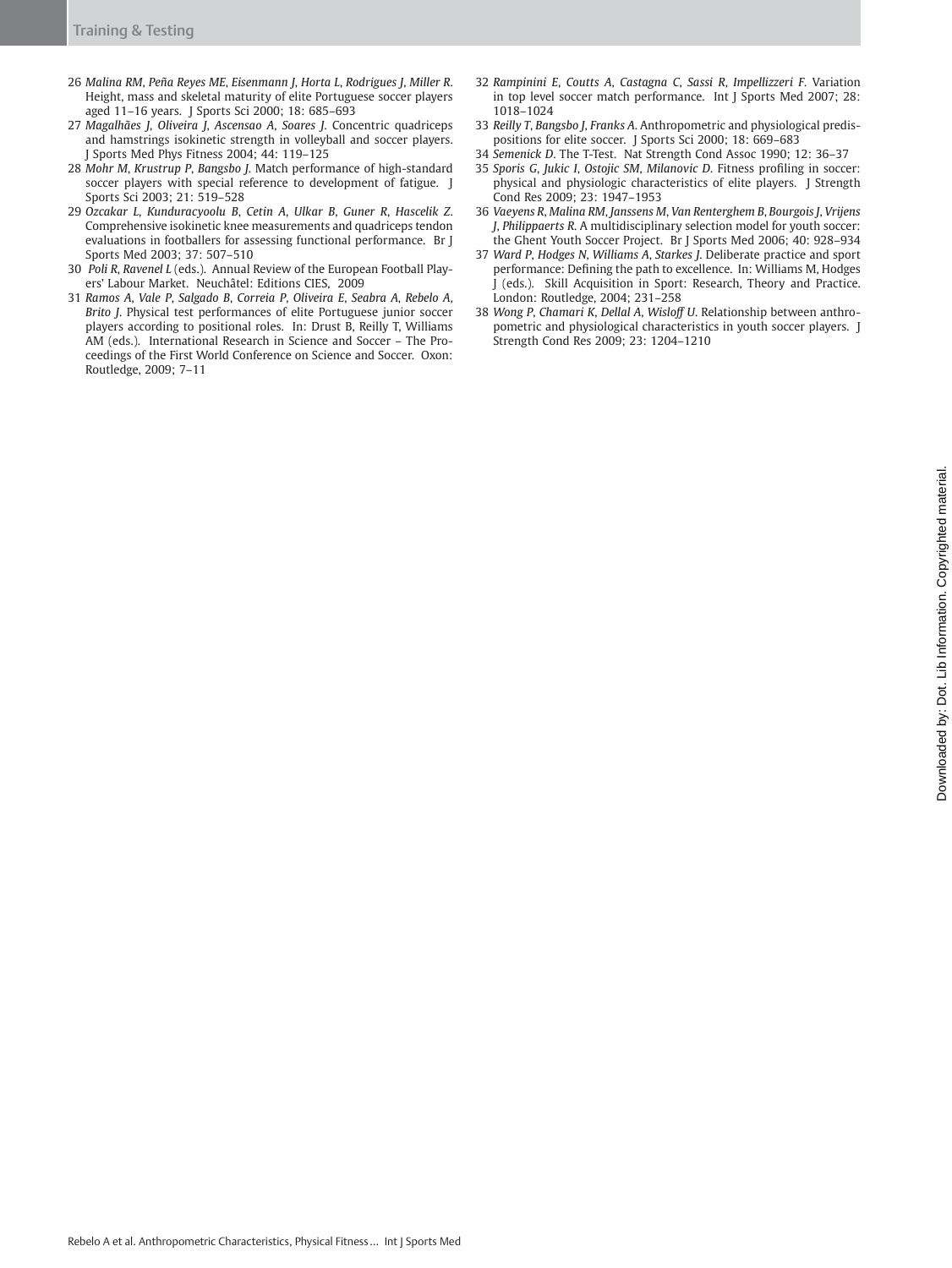26 *Malina RM, Peña Reyes ME, Eisenmann J, Horta L, Rodrigues J, Miller R.* Height, mass and skeletal maturity of elite Portuguese soccer players aged 11–16 years. J Sports Sci 2000; 18: 685–693

27 *Magalhães J, Oliveira J, Ascensao A, Soares J.* Concentric quadriceps and hamstrings isokinetic strength in volleyball and soccer players. J Sports Med Phys Fitness 2004; 44: 119–125

28 *Mohr M, Krustrup P, Bangsbo J.* Match performance of high-standard soccer players with special reference to development of fatigue. J Sports Sci 2003; 21: 519–528

29 *Ozcakar L, Kunduracyoolu B, Cetin A, Ulkar B, Guner R, Hascelik Z.* Comprehensive isokinetic knee measurements and quadriceps tendon evaluations in footballers for assessing functional performance. Br J Sports Med 2003; 37: 507–510

30 *Poli R, Ravenel L* (eds.). Annual Review of the European Football Players' Labour Market. Neuchâtel: Editions CIES, 2009

31 *Ramos A, Vale P, Salgado B, Correia P, Oliveira E, Seabra A, Rebelo A, Brito J.* Physical test performances of elite Portuguese junior soccer players according to positional roles. In: Drust B, Reilly T, Williams AM (eds.). International Research in Science and Soccer – The Proceedings of the First World Conference on Science and Soccer. Oxon: Routledge, 2009; 7–11

32 *Rampinini E, Coutts A, Castagna C, Sassi R, Impellizzeri F.* Variation in top level soccer match performance. Int J Sports Med 2007; 28: 1018–1024

33 *Reilly T, Bangsbo J, Franks A.* Anthropometric and physiological predispositions for elite soccer. J Sports Sci 2000; 18: 669–683

34 *Semenick D.* The T-Test. Nat Strength Cond Assoc 1990; 12: 36–37

35 *Sporis G, Jukic I, Ostojic SM, Milanovic D.* Fitness profiling in soccer: physical and physiologic characteristics of elite players. J Strength Cond Res 2009; 23: 1947–1953

36 *Vaeyens R, Malina RM, Janssens M, Van Renterghem B, Bourgois J, Vrijens J, Philippaerts R.* A multidisciplinary selection model for youth soccer: the Ghent Youth Soccer Project. Br J Sports Med 2006; 40: 928–934

37 *Ward P, Hodges N, Williams A, Starkes J.* Deliberate practice and sport performance: Defining the path to excellence. In: Williams M, Hodges J (eds.). Skill Acquisition in Sport: Research, Theory and Practice. London: Routledge, 2004; 231–258

38 *Wong P, Chamari K, Dellal A, Wisloff U.* Relationship between anthropometric and physiological characteristics in youth soccer players. J Strength Cond Res 2009; 23: 1204–1210